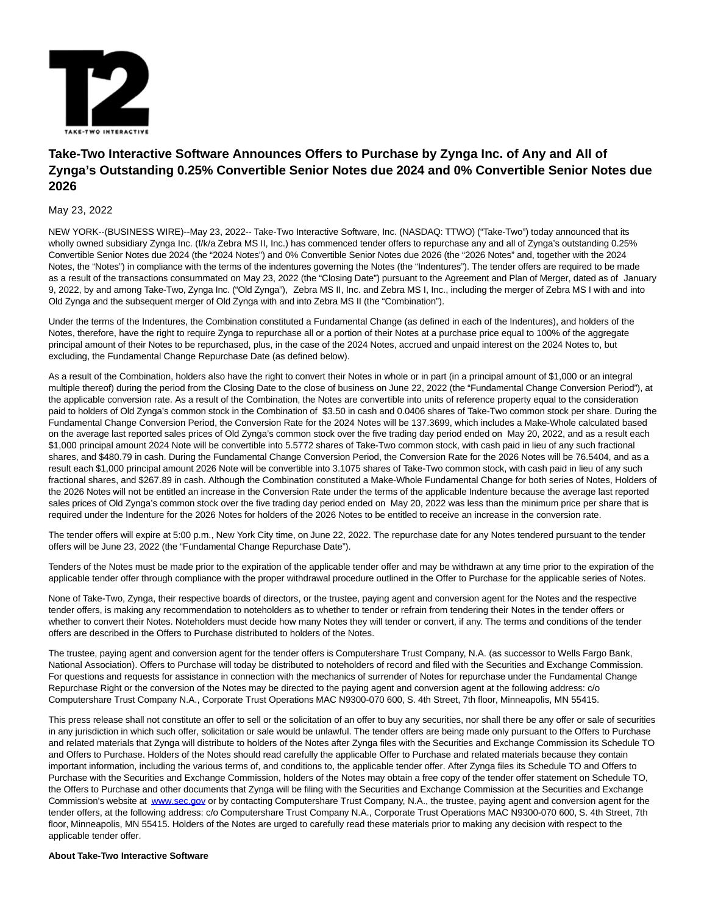# Take-Two Interactive Software Announces Offers to Purchase by Zynga Inc. of Any and All of Zynga's Outstanding 0.25% Convertible Senior Notes due 2024 and 0% Convertible Senior Notes due 2026

May 23, 2022

NEW YORK--(BUSINESS WIRE)--May 23, 2022-- Take-Two Interactive Software, Inc. (NASDAQ: TTWO) ("Take-Two") today announced that its wholly owned subsidiary Zynga Inc. (f/k/a Zebra MS II, Inc.) has commenced tender offers to repurchase any and all of Zynga's outstanding 0.25% Convertible Senior Notes due 2024 (the "2024 Notes") and 0% Convertible Senior Notes due 2026 (the "2026 Notes" and, together with the 2024 Notes, the "Notes") in compliance with the terms of the indentures governing the Notes (the "Indentures"). The tender offers are required to be made as a result of the transactions consummated on May 23, 2022 (the "Closing Date") pursuant to the Agreement and Plan of Merger, dated as of January 9, 2022, by and among Take-Two, Zynga Inc. ("Old Zynga"), Zebra MS II, Inc. and Zebra MS I, Inc., including the merger of Zebra MS I with and into Old Zynga and the subsequent merger of Old Zynga with and into Zebra MS II (the "Combination").

Under the terms of the Indentures, the Combination constituted a Fundamental Change (as defined in each of the Indentures), and holders of the Notes, therefore, have the right to require Zynga to repurchase all or a portion of their Notes at a purchase price equal to 100% of the aggregate principal amount of their Notes to be repurchased, plus, in the case of the 2024 Notes, accrued and unpaid interest on the 2024 Notes to, but excluding, the Fundamental Change Repurchase Date (as defined below).

As a result of the Combination, holders also have the right to convert their Notes in whole or in part (in a principal amount of $1,000 or an integral multiple thereof) during the period from the Closing Date to the close of business on June 22, 2022 (the "Fundamental Change Conversion Period"), at the applicable conversion rate. As a result of the Combination, the Notes are convertible into units of reference property equal to the consideration paid to holders of Old Zynga's common stock in the Combination of $3.50 in cash and 0.0406 shares of Take-Two common stock per share. During the Fundamental Change Conversion Period, the Conversion Rate for the 2024 Notes will be 137.3699, which includes a Make-Whole calculated based on the average last reported sales prices of Old Zynga's common stock over the five trading day period ended on May 20, 2022, and as a result each $1,000 principal amount 2024 Note will be convertible into 5.5772 shares of Take-Two common stock, with cash paid in lieu of any such fractional shares, and $480.79 in cash. During the Fundamental Change Conversion Period, the Conversion Rate for the 2026 Notes will be 76.5404, and as a result each $1,000 principal amount 2026 Note will be convertible into 3.1075 shares of Take-Two common stock, with cash paid in lieu of any such fractional shares, and $267.89 in cash. Although the Combination constituted a Make-Whole Fundamental Change for both series of Notes, Holders of the 2026 Notes will not be entitled an increase in the Conversion Rate under the terms of the applicable Indenture because the average last reported sales prices of Old Zynga's common stock over the five trading day period ended on May 20, 2022 was less than the minimum price per share that is required under the Indenture for the 2026 Notes for holders of the 2026 Notes to be entitled to receive an increase in the conversion rate.

The tender offers will expire at 5:00 p.m., New York City time, on June 22, 2022. The repurchase date for any Notes tendered pursuant to the tender offers will be June 23, 2022 (the "Fundamental Change Repurchase Date").

Tenders of the Notes must be made prior to the expiration of the applicable tender offer and may be withdrawn at any time prior to the expiration of the applicable tender offer through compliance with the proper withdrawal procedure outlined in the Offer to Purchase for the applicable series of Notes.

None of Take-Two, Zynga, their respective boards of directors, or the trustee, paying agent and conversion agent for the Notes and the respective tender offers, is making any recommendation to noteholders as to whether to tender or refrain from tendering their Notes in the tender offers or whether to convert their Notes. Noteholders must decide how many Notes they will tender or convert, if any. The terms and conditions of the tender offers are described in the Offers to Purchase distributed to holders of the Notes.

The trustee, paying agent and conversion agent for the tender offers is Computershare Trust Company, N.A. (as successor to Wells Fargo Bank, National Association). Offers to Purchase will today be distributed to noteholders of record and filed with the Securities and Exchange Commission. For questions and requests for assistance in connection with the mechanics of surrender of Notes for repurchase under the Fundamental Change Repurchase Right or the conversion of the Notes may be directed to the paying agent and conversion agent at the following address: c/o Computershare Trust Company N.A., Corporate Trust Operations MAC N9300-070 600, S. 4th Street, 7th floor, Minneapolis, MN 55415.

This press release shall not constitute an offer to sell or the solicitation of an offer to buy any securities, nor shall there be any offer or sale of securities in any jurisdiction in which such offer, solicitation or sale would be unlawful. The tender offers are being made only pursuant to the Offers to Purchase and related materials that Zynga will distribute to holders of the Notes after Zynga files with the Securities and Exchange Commission its Schedule TO and Offers to Purchase. Holders of the Notes should read carefully the applicable Offer to Purchase and related materials because they contain important information, including the various terms of, and conditions to, the applicable tender offer. After Zynga files its Schedule TO and Offers to Purchase with the Securities and Exchange Commission, holders of the Notes may obtain a free copy of the tender offer statement on Schedule TO, the Offers to Purchase and other documents that Zynga will be filing with the Securities and Exchange Commission at the Securities and Exchange Commission's website at [www.sec.gov](http://www.sec.gov) or by contacting Computershare Trust Company, N.A., the trustee, paying agent and conversion agent for the tender offers, at the following address: c/o Computershare Trust Company N.A., Corporate Trust Operations MAC N9300-070 600, S. 4th Street, 7th floor, Minneapolis, MN 55415. Holders of the Notes are urged to carefully read these materials prior to making any decision with respect to the applicable tender offer.

**About Take-Two Interactive Software**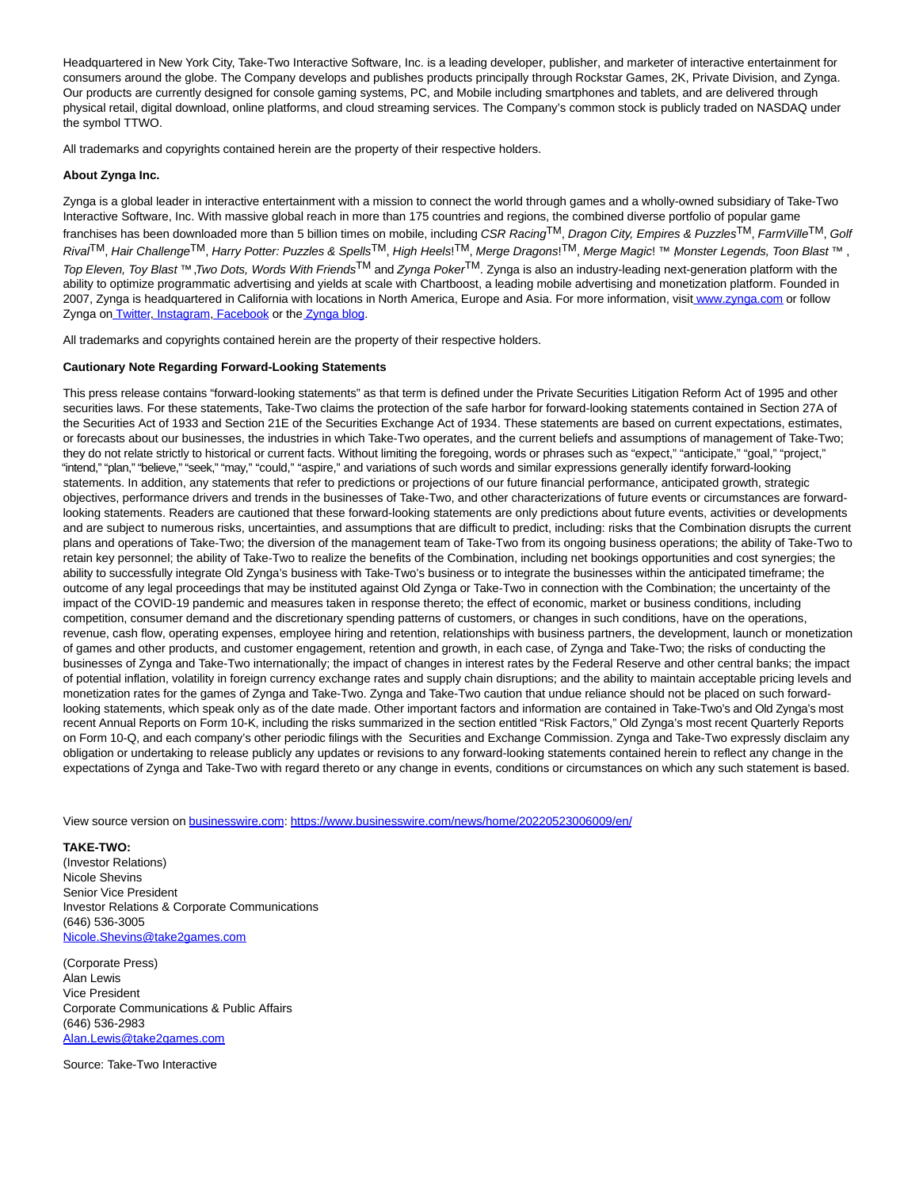Headquartered in New York City, Take-Two Interactive Software, Inc. is a leading developer, publisher, and marketer of interactive entertainment for consumers around the globe. The Company develops and publishes products principally through Rockstar Games, 2K, Private Division, and Zynga. Our products are currently designed for console gaming systems, PC, and Mobile including smartphones and tablets, and are delivered through physical retail, digital download, online platforms, and cloud streaming services. The Company's common stock is publicly traded on NASDAQ under the symbol TTWO.

All trademarks and copyrights contained herein are the property of their respective holders.

**About Zynga Inc.**

Zynga is a global leader in interactive entertainment with a mission to connect the world through games and a wholly-owned subsidiary of Take-Two Interactive Software, Inc. With massive global reach in more than 175 countries and regions, the combined diverse portfolio of popular game franchises has been downloaded more than 5 billion times on mobile, including *CSR Racing*™, *Dragon City, Empires & Puzzles*™, *FarmVille*™, *Golf Rival*™, *Hair Challenge*™, *Harry Potter: Puzzles & Spells*™, *High Heels*!™, *Merge Dragons*!™, *Merge Magic*! ™ *Monster Legends, Toon Blast* ™ , *Top Eleven, Toy Blast* ™ ,*Two Dots, Words With Friends*™ and *Zynga Poker*™. Zynga is also an industry-leading next-generation platform with the ability to optimize programmatic advertising and yields at scale with Chartboost, a leading mobile advertising and monetization platform. Founded in 2007, Zynga is headquartered in California with locations in North America, Europe and Asia. For more information, visit www.zynga.com or follow Zynga on Twitter, Instagram, Facebook or the Zynga blog.

All trademarks and copyrights contained herein are the property of their respective holders.

**Cautionary Note Regarding Forward-Looking Statements**

This press release contains "forward-looking statements" as that term is defined under the Private Securities Litigation Reform Act of 1995 and other securities laws. For these statements, Take-Two claims the protection of the safe harbor for forward-looking statements contained in Section 27A of the Securities Act of 1933 and Section 21E of the Securities Exchange Act of 1934. These statements are based on current expectations, estimates, or forecasts about our businesses, the industries in which Take-Two operates, and the current beliefs and assumptions of management of Take-Two; they do not relate strictly to historical or current facts. Without limiting the foregoing, words or phrases such as "expect," "anticipate," "goal," "project," "intend," "plan," "believe," "seek," "may," "could," "aspire," and variations of such words and similar expressions generally identify forward-looking statements. In addition, any statements that refer to predictions or projections of our future financial performance, anticipated growth, strategic objectives, performance drivers and trends in the businesses of Take-Two, and other characterizations of future events or circumstances are forward-looking statements. Readers are cautioned that these forward-looking statements are only predictions about future events, activities or developments and are subject to numerous risks, uncertainties, and assumptions that are difficult to predict, including: risks that the Combination disrupts the current plans and operations of Take-Two; the diversion of the management team of Take-Two from its ongoing business operations; the ability of Take-Two to retain key personnel; the ability of Take-Two to realize the benefits of the Combination, including net bookings opportunities and cost synergies; the ability to successfully integrate Old Zynga's business with Take-Two's business or to integrate the businesses within the anticipated timeframe; the outcome of any legal proceedings that may be instituted against Old Zynga or Take-Two in connection with the Combination; the uncertainty of the impact of the COVID-19 pandemic and measures taken in response thereto; the effect of economic, market or business conditions, including competition, consumer demand and the discretionary spending patterns of customers, or changes in such conditions, have on the operations, revenue, cash flow, operating expenses, employee hiring and retention, relationships with business partners, the development, launch or monetization of games and other products, and customer engagement, retention and growth, in each case, of Zynga and Take-Two; the risks of conducting the businesses of Zynga and Take-Two internationally; the impact of changes in interest rates by the Federal Reserve and other central banks; the impact of potential inflation, volatility in foreign currency exchange rates and supply chain disruptions; and the ability to maintain acceptable pricing levels and monetization rates for the games of Zynga and Take-Two. Zynga and Take-Two caution that undue reliance should not be placed on such forward-looking statements, which speak only as of the date made. Other important factors and information are contained in Take-Two's and Old Zynga's most recent Annual Reports on Form 10-K, including the risks summarized in the section entitled "Risk Factors," Old Zynga's most recent Quarterly Reports on Form 10-Q, and each company's other periodic filings with the Securities and Exchange Commission. Zynga and Take-Two expressly disclaim any obligation or undertaking to release publicly any updates or revisions to any forward-looking statements contained herein to reflect any change in the expectations of Zynga and Take-Two with regard thereto or any change in events, conditions or circumstances on which any such statement is based.

View source version on businesswire.com: https://www.businesswire.com/news/home/20220523006009/en/

**TAKE-TWO:**
(Investor Relations)
Nicole Shevins
Senior Vice President
Investor Relations & Corporate Communications
(646) 536-3005
Nicole.Shevins@take2games.com

(Corporate Press)
Alan Lewis
Vice President
Corporate Communications & Public Affairs
(646) 536-2983
Alan.Lewis@take2games.com

Source: Take-Two Interactive